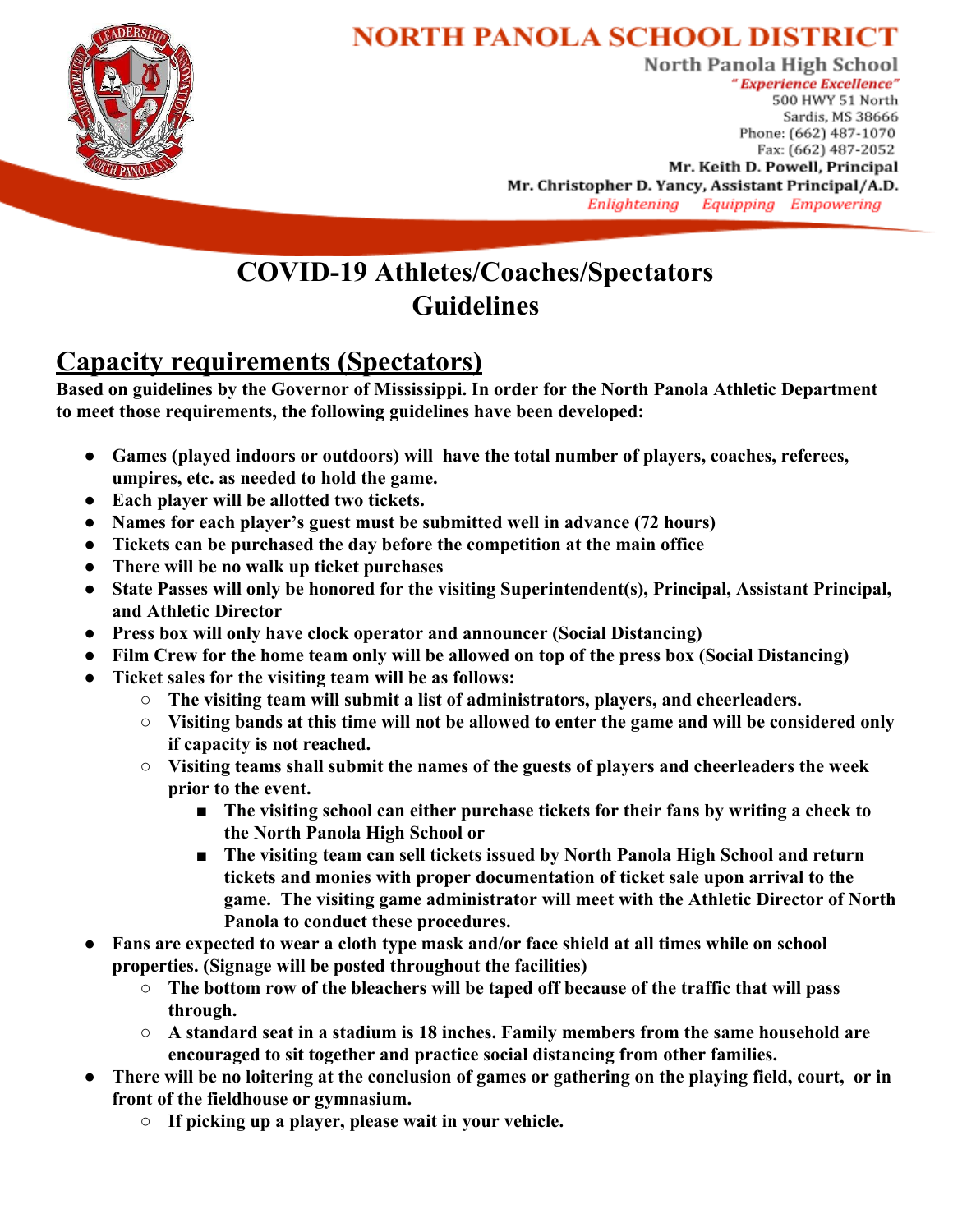# NORTH PANOLA SCHOOL DISTRICT

North Panola High School

*"Experience Excellence"*

500 HWY 51 North
Sardis, MS 38666
Phone: (662) 487-1070
Fax: (662) 487-2052

**Mr. Keith D. Powell, Principal**
**Mr. Christopher D. Yancy, Assistant Principal/A.D.**

*Enlightening Equipping Empowering*

# COVID-19 Athletes/Coaches/Spectators Guidelines

## Capacity requirements (Spectators)

**Based on guidelines by the Governor of Mississippi. In order for the North Panola Athletic Department to meet those requirements, the following guidelines have been developed:**

- **Games (played indoors or outdoors) will have the total number of players, coaches, referees, umpires, etc. as needed to hold the game.**
- **Each player will be allotted two tickets.**
- **Names for each player's guest must be submitted well in advance (72 hours)**
- **Tickets can be purchased the day before the competition at the main office**
- **There will be no walk up ticket purchases**
- **State Passes will only be honored for the visiting Superintendent(s), Principal, Assistant Principal, and Athletic Director**
- **Press box will only have clock operator and announcer (Social Distancing)**
- **Film Crew for the home team only will be allowed on top of the press box (Social Distancing)**
- **Ticket sales for the visiting team will be as follows:**
  - **The visiting team will submit a list of administrators, players, and cheerleaders.**
  - **Visiting bands at this time will not be allowed to enter the game and will be considered only if capacity is not reached.**
  - **Visiting teams shall submit the names of the guests of players and cheerleaders the week prior to the event.**
    - **The visiting school can either purchase tickets for their fans by writing a check to the North Panola High School or**
    - **The visiting team can sell tickets issued by North Panola High School and return tickets and monies with proper documentation of ticket sale upon arrival to the game. The visiting game administrator will meet with the Athletic Director of North Panola to conduct these procedures.**
- **Fans are expected to wear a cloth type mask and/or face shield at all times while on school properties. (Signage will be posted throughout the facilities)**
  - **The bottom row of the bleachers will be taped off because of the traffic that will pass through.**
  - **A standard seat in a stadium is 18 inches. Family members from the same household are encouraged to sit together and practice social distancing from other families.**
- **There will be no loitering at the conclusion of games or gathering on the playing field, court, or in front of the fieldhouse or gymnasium.**
  - **If picking up a player, please wait in your vehicle.**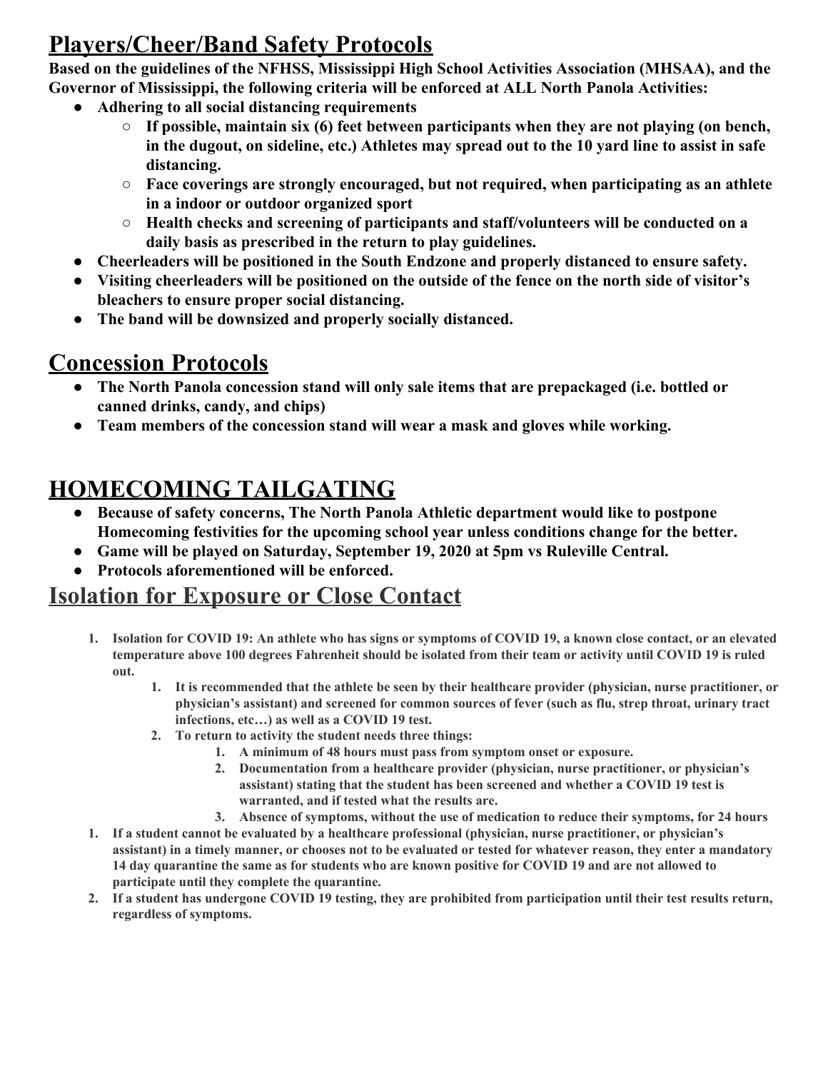## Players/Cheer/Band Safety Protocols

**Based on the guidelines of the NFHSS, Mississippi High School Activities Association (MHSAA), and the Governor of Mississippi, the following criteria will be enforced at ALL North Panola Activities:**

- **Adhering to all social distancing requirements**
  - **If possible, maintain six (6) feet between participants when they are not playing (on bench, in the dugout, on sideline, etc.) Athletes may spread out to the 10 yard line to assist in safe distancing.**
  - **Face coverings are strongly encouraged, but not required, when participating as an athlete in a indoor or outdoor organized sport**
  - **Health checks and screening of participants and staff/volunteers will be conducted on a daily basis as prescribed in the return to play guidelines.**
- **Cheerleaders will be positioned in the South Endzone and properly distanced to ensure safety.**
- **Visiting cheerleaders will be positioned on the outside of the fence on the north side of visitor's bleachers to ensure proper social distancing.**
- **The band will be downsized and properly socially distanced.**

## Concession Protocols

- **The North Panola concession stand will only sale items that are prepackaged (i.e. bottled or canned drinks, candy, and chips)**
- **Team members of the concession stand will wear a mask and gloves while working.**

## HOMECOMING TAILGATING

- **Because of safety concerns, The North Panola Athletic department would like to postpone Homecoming festivities for the upcoming school year unless conditions change for the better.**
- **Game will be played on Saturday, September 19, 2020 at 5pm vs Ruleville Central.**
- **Protocols aforementioned will be enforced.**

## Isolation for Exposure or Close Contact

1. **Isolation for COVID 19: An athlete who has signs or symptoms of COVID 19, a known close contact, or an elevated temperature above 100 degrees Fahrenheit should be isolated from their team or activity until COVID 19 is ruled out.**
   1. **It is recommended that the athlete be seen by their healthcare provider (physician, nurse practitioner, or physician's assistant) and screened for common sources of fever (such as flu, strep throat, urinary tract infections, etc…) as well as a COVID 19 test.**
   2. **To return to activity the student needs three things:**
      1. **A minimum of 48 hours must pass from symptom onset or exposure.**
      2. **Documentation from a healthcare provider (physician, nurse practitioner, or physician's assistant) stating that the student has been screened and whether a COVID 19 test is warranted, and if tested what the results are.**
      3. **Absence of symptoms, without the use of medication to reduce their symptoms, for 24 hours**
1. **If a student cannot be evaluated by a healthcare professional (physician, nurse practitioner, or physician's assistant) in a timely manner, or chooses not to be evaluated or tested for whatever reason, they enter a mandatory 14 day quarantine the same as for students who are known positive for COVID 19 and are not allowed to participate until they complete the quarantine.**
2. **If a student has undergone COVID 19 testing, they are prohibited from participation until their test results return, regardless of symptoms.**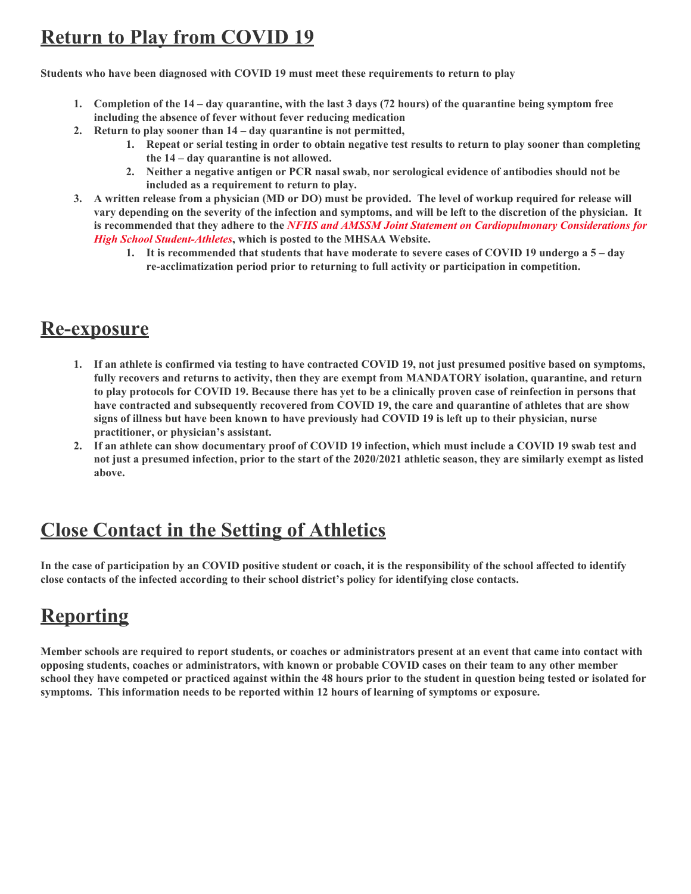## Return to Play from COVID 19

**Students who have been diagnosed with COVID 19 must meet these requirements to return to play**

1. **Completion of the 14 – day quarantine, with the last 3 days (72 hours) of the quarantine being symptom free including the absence of fever without fever reducing medication**
2. **Return to play sooner than 14 – day quarantine is not permitted,**
    1. **Repeat or serial testing in order to obtain negative test results to return to play sooner than completing the 14 – day quarantine is not allowed.**
    2. **Neither a negative antigen or PCR nasal swab, nor serological evidence of antibodies should not be included as a requirement to return to play.**
3. **A written release from a physician (MD or DO) must be provided. The level of workup required for release will vary depending on the severity of the infection and symptoms, and will be left to the discretion of the physician. It is recommended that they adhere to the *NFHS and AMSSM Joint Statement on Cardiopulmonary Considerations for High School Student-Athletes*, which is posted to the MHSAA Website.**
    1. **It is recommended that students that have moderate to severe cases of COVID 19 undergo a 5 – day re-acclimatization period prior to returning to full activity or participation in competition.**

## Re-exposure

1. **If an athlete is confirmed via testing to have contracted COVID 19, not just presumed positive based on symptoms, fully recovers and returns to activity, then they are exempt from MANDATORY isolation, quarantine, and return to play protocols for COVID 19. Because there has yet to be a clinically proven case of reinfection in persons that have contracted and subsequently recovered from COVID 19, the care and quarantine of athletes that are show signs of illness but have been known to have previously had COVID 19 is left up to their physician, nurse practitioner, or physician's assistant.**
2. **If an athlete can show documentary proof of COVID 19 infection, which must include a COVID 19 swab test and not just a presumed infection, prior to the start of the 2020/2021 athletic season, they are similarly exempt as listed above.**

## Close Contact in the Setting of Athletics

**In the case of participation by an COVID positive student or coach, it is the responsibility of the school affected to identify close contacts of the infected according to their school district's policy for identifying close contacts.**

## Reporting

**Member schools are required to report students, or coaches or administrators present at an event that came into contact with opposing students, coaches or administrators, with known or probable COVID cases on their team to any other member school they have competed or practiced against within the 48 hours prior to the student in question being tested or isolated for symptoms. This information needs to be reported within 12 hours of learning of symptoms or exposure.**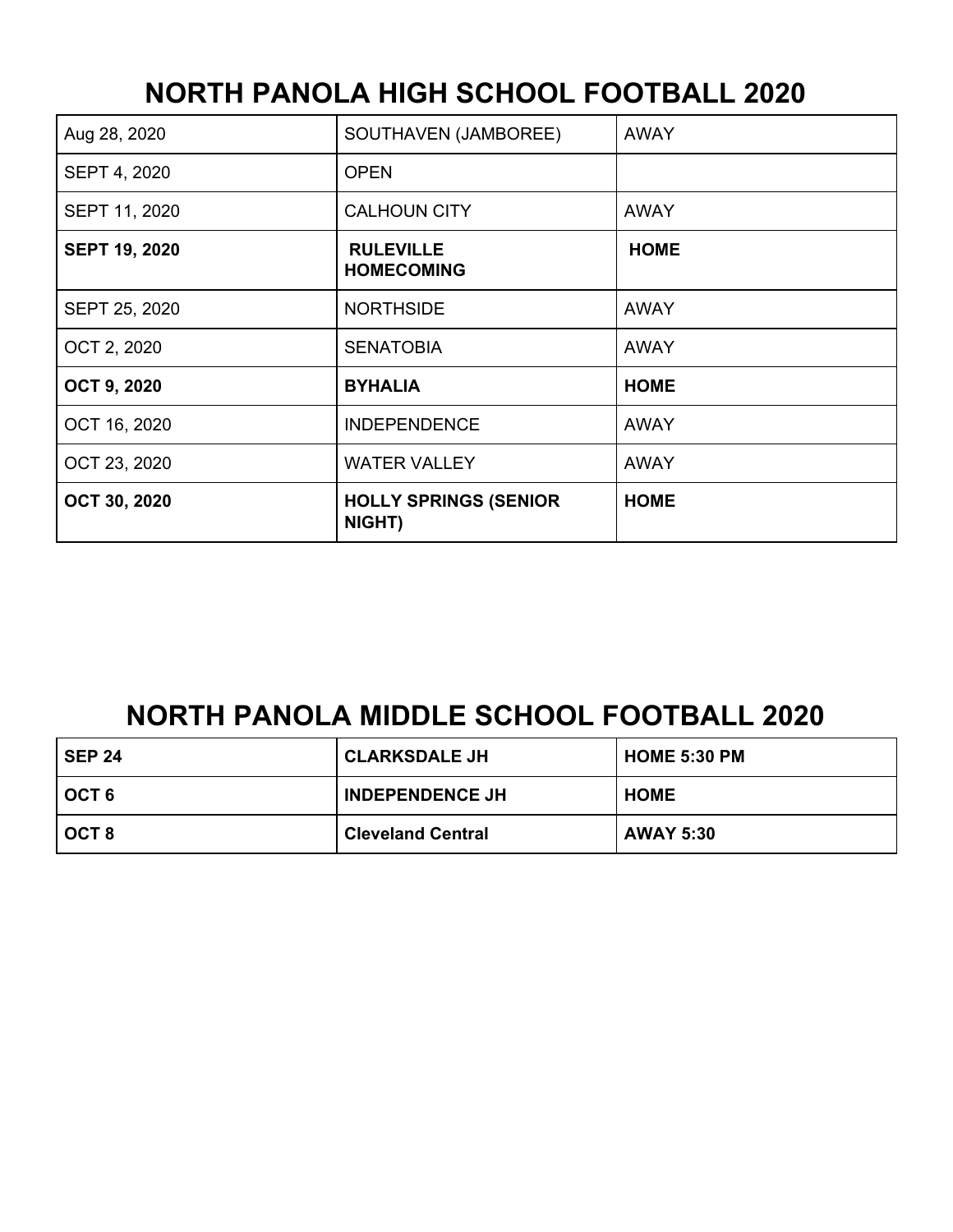# NORTH PANOLA HIGH SCHOOL FOOTBALL 2020

| | | |
|---|---|---|
| Aug 28, 2020 | SOUTHAVEN (JAMBOREE) | AWAY |
| SEPT 4, 2020 | OPEN | |
| SEPT 11, 2020 | CALHOUN CITY | AWAY |
| **SEPT 19, 2020** | **RULEVILLE HOMECOMING** | **HOME** |
| SEPT 25, 2020 | NORTHSIDE | AWAY |
| OCT 2, 2020 | SENATOBIA | AWAY |
| **OCT 9, 2020** | **BYHALIA** | **HOME** |
| OCT 16, 2020 | INDEPENDENCE | AWAY |
| OCT 23, 2020 | WATER VALLEY | AWAY |
| **OCT 30, 2020** | **HOLLY SPRINGS (SENIOR NIGHT)** | **HOME** |

# NORTH PANOLA MIDDLE SCHOOL FOOTBALL 2020

| | | |
|---|---|---|
| **SEP 24** | **CLARKSDALE JH** | **HOME 5:30 PM** |
| **OCT 6** | **INDEPENDENCE JH** | **HOME** |
| **OCT 8** | **Cleveland Central** | **AWAY 5:30** |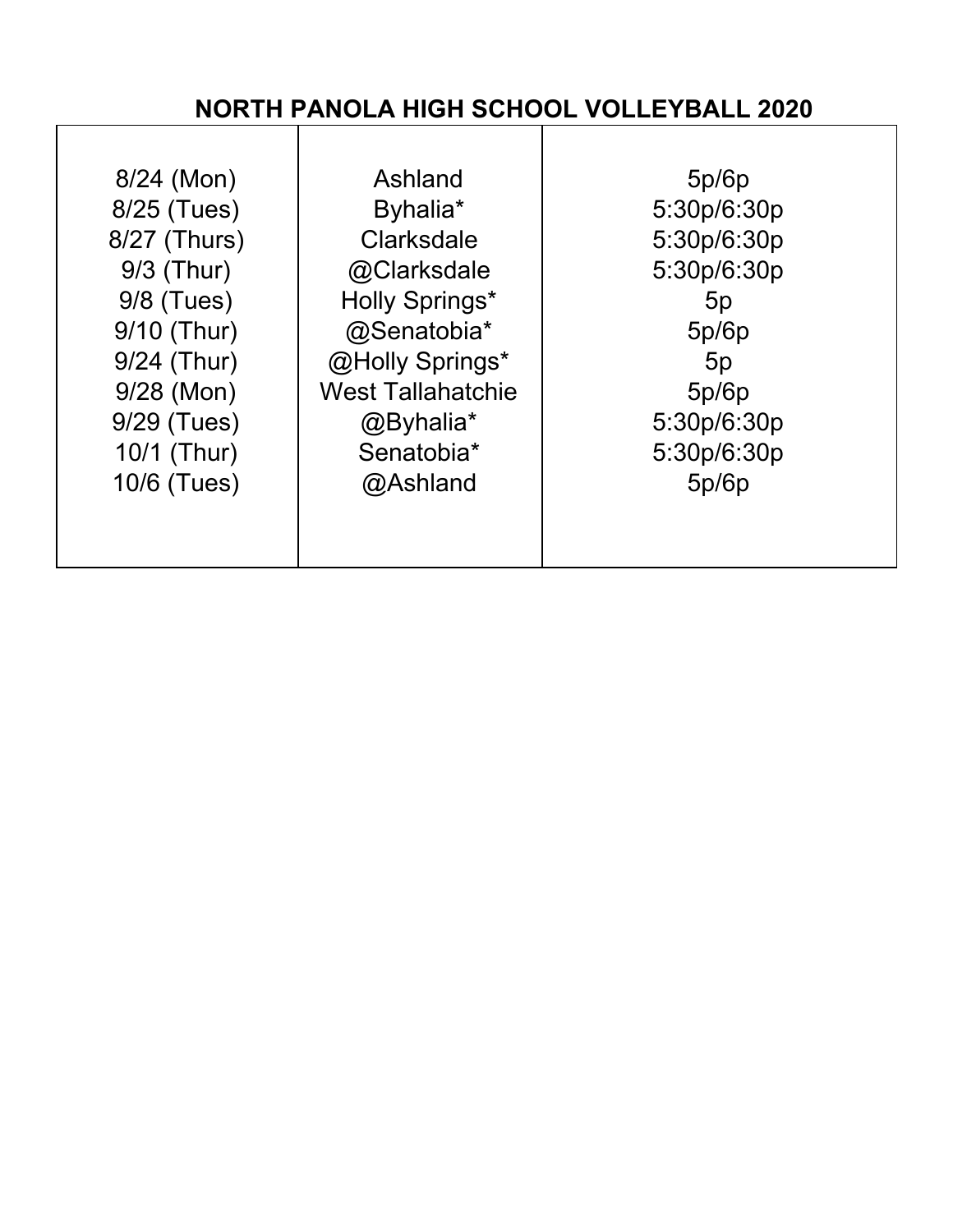## NORTH PANOLA HIGH SCHOOL VOLLEYBALL 2020

| | | |
|---|---|---|
| 8/24 (Mon) | Ashland | 5p/6p |
| 8/25 (Tues) | Byhalia* | 5:30p/6:30p |
| 8/27 (Thurs) | Clarksdale | 5:30p/6:30p |
| 9/3 (Thur) | @Clarksdale | 5:30p/6:30p |
| 9/8 (Tues) | Holly Springs* | 5p |
| 9/10 (Thur) | @Senatobia* | 5p/6p |
| 9/24 (Thur) | @Holly Springs* | 5p |
| 9/28 (Mon) | West Tallahatchie | 5p/6p |
| 9/29 (Tues) | @Byhalia* | 5:30p/6:30p |
| 10/1 (Thur) | Senatobia* | 5:30p/6:30p |
| 10/6 (Tues) | @Ashland | 5p/6p |